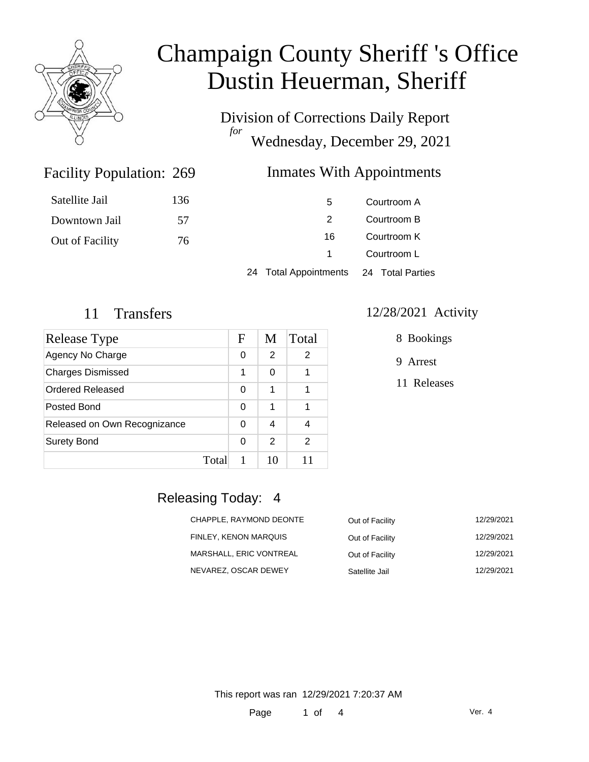# Champaign County Sheriff 's Office
# Dustin Heuerman, Sheriff

Division of Corrections Daily Report
*for*
Wednesday, December 29, 2021

## Facility Population: 269

| | |
|---|---|
| Satellite Jail | 136 |
| Downtown Jail | 57 |
| Out of Facility | 76 |

## Inmates With Appointments

| | |
|---|---|
| 5 | Courtroom A |
| 2 | Courtroom B |
| 16 | Courtroom K |
| 1 | Courtroom L |
| 24 Total Appointments | 24 Total Parties |

## 11 Transfers

| Release Type | F | M | Total |
|---|---|---|---|
| Agency No Charge | 0 | 2 | 2 |
| Charges Dismissed | 1 | 0 | 1 |
| Ordered Released | 0 | 1 | 1 |
| Posted Bond | 0 | 1 | 1 |
| Released on Own Recognizance | 0 | 4 | 4 |
| Surety Bond | 0 | 2 | 2 |
| Total | 1 | 10 | 11 |

## 12/28/2021 Activity

8 Bookings

9 Arrest

11 Releases

## Releasing Today: 4

| | | |
|---|---|---|
| CHAPPLE, RAYMOND DEONTE | Out of Facility | 12/29/2021 |
| FINLEY, KENON MARQUIS | Out of Facility | 12/29/2021 |
| MARSHALL, ERIC VONTREAL | Out of Facility | 12/29/2021 |
| NEVAREZ, OSCAR DEWEY | Satellite Jail | 12/29/2021 |

This report was ran 12/29/2021 7:20:37 AM

Ver. 4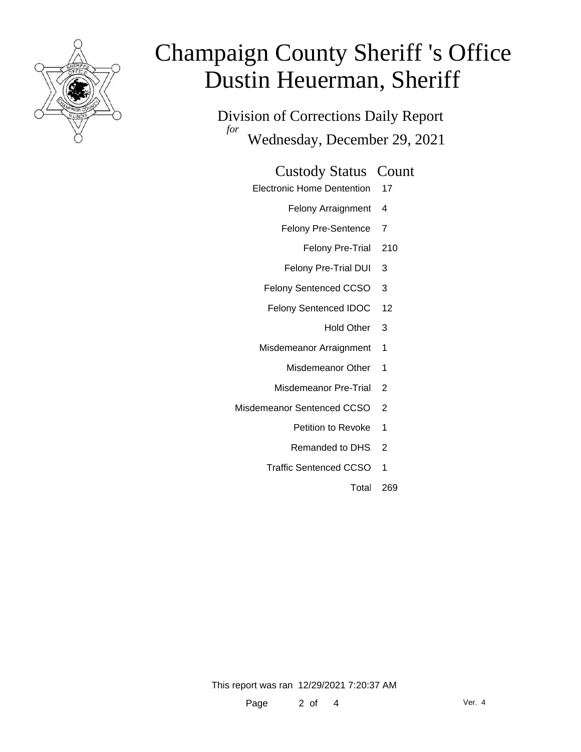# Champaign County Sheriff 's Office
# Dustin Heuerman, Sheriff

Division of Corrections Daily Report

*for* Wednesday, December 29, 2021

| Custody Status | Count |
|---|---|
| Electronic Home Dentention | 17 |
| Felony Arraignment | 4 |
| Felony Pre-Sentence | 7 |
| Felony Pre-Trial | 210 |
| Felony Pre-Trial DUI | 3 |
| Felony Sentenced CCSO | 3 |
| Felony Sentenced IDOC | 12 |
| Hold Other | 3 |
| Misdemeanor Arraignment | 1 |
| Misdemeanor Other | 1 |
| Misdemeanor Pre-Trial | 2 |
| Misdemeanor Sentenced CCSO | 2 |
| Petition to Revoke | 1 |
| Remanded to DHS | 2 |
| Traffic Sentenced CCSO | 1 |
| Total | 269 |

This report was ran 12/29/2021 7:20:37 AM

Ver. 4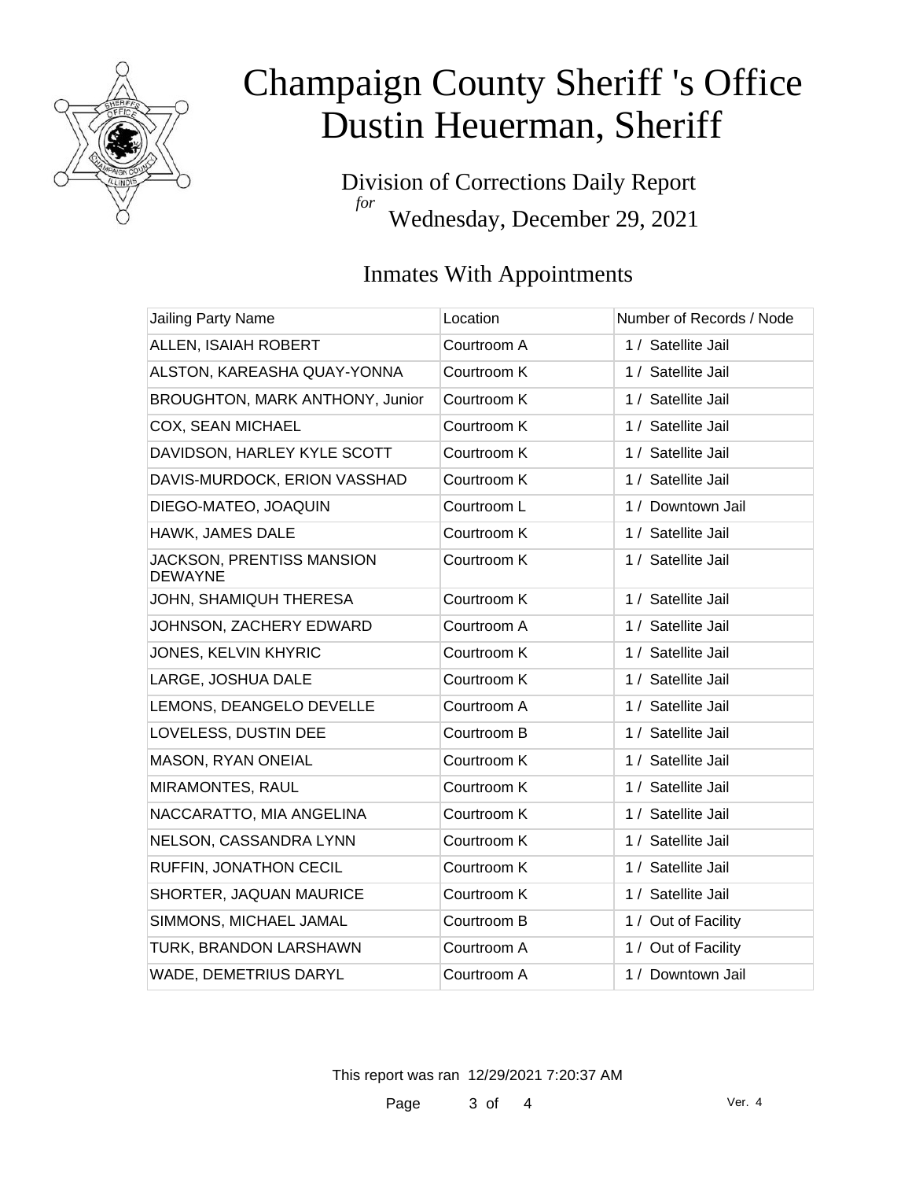# Champaign County Sheriff 's Office
# Dustin Heuerman, Sheriff

Division of Corrections Daily Report *for* Wednesday, December 29, 2021

## Inmates With Appointments

| Jailing Party Name | Location | Number of Records / Node |
|---|---|---|
| ALLEN, ISAIAH ROBERT | Courtroom A | 1 / Satellite Jail |
| ALSTON, KAREASHA QUAY-YONNA | Courtroom K | 1 / Satellite Jail |
| BROUGHTON, MARK ANTHONY, Junior | Courtroom K | 1 / Satellite Jail |
| COX, SEAN MICHAEL | Courtroom K | 1 / Satellite Jail |
| DAVIDSON, HARLEY KYLE SCOTT | Courtroom K | 1 / Satellite Jail |
| DAVIS-MURDOCK, ERION VASSHAD | Courtroom K | 1 / Satellite Jail |
| DIEGO-MATEO, JOAQUIN | Courtroom L | 1 / Downtown Jail |
| HAWK, JAMES DALE | Courtroom K | 1 / Satellite Jail |
| JACKSON, PRENTISS MANSION DEWAYNE | Courtroom K | 1 / Satellite Jail |
| JOHN, SHAMIQUH THERESA | Courtroom K | 1 / Satellite Jail |
| JOHNSON, ZACHERY EDWARD | Courtroom A | 1 / Satellite Jail |
| JONES, KELVIN KHYRIC | Courtroom K | 1 / Satellite Jail |
| LARGE, JOSHUA DALE | Courtroom K | 1 / Satellite Jail |
| LEMONS, DEANGELO DEVELLE | Courtroom A | 1 / Satellite Jail |
| LOVELESS, DUSTIN DEE | Courtroom B | 1 / Satellite Jail |
| MASON, RYAN ONEIAL | Courtroom K | 1 / Satellite Jail |
| MIRAMONTES, RAUL | Courtroom K | 1 / Satellite Jail |
| NACCARATTO, MIA ANGELINA | Courtroom K | 1 / Satellite Jail |
| NELSON, CASSANDRA LYNN | Courtroom K | 1 / Satellite Jail |
| RUFFIN, JONATHON CECIL | Courtroom K | 1 / Satellite Jail |
| SHORTER, JAQUAN MAURICE | Courtroom K | 1 / Satellite Jail |
| SIMMONS, MICHAEL JAMAL | Courtroom B | 1 / Out of Facility |
| TURK, BRANDON LARSHAWN | Courtroom A | 1 / Out of Facility |
| WADE, DEMETRIUS DARYL | Courtroom A | 1 / Downtown Jail |

This report was ran 12/29/2021 7:20:37 AM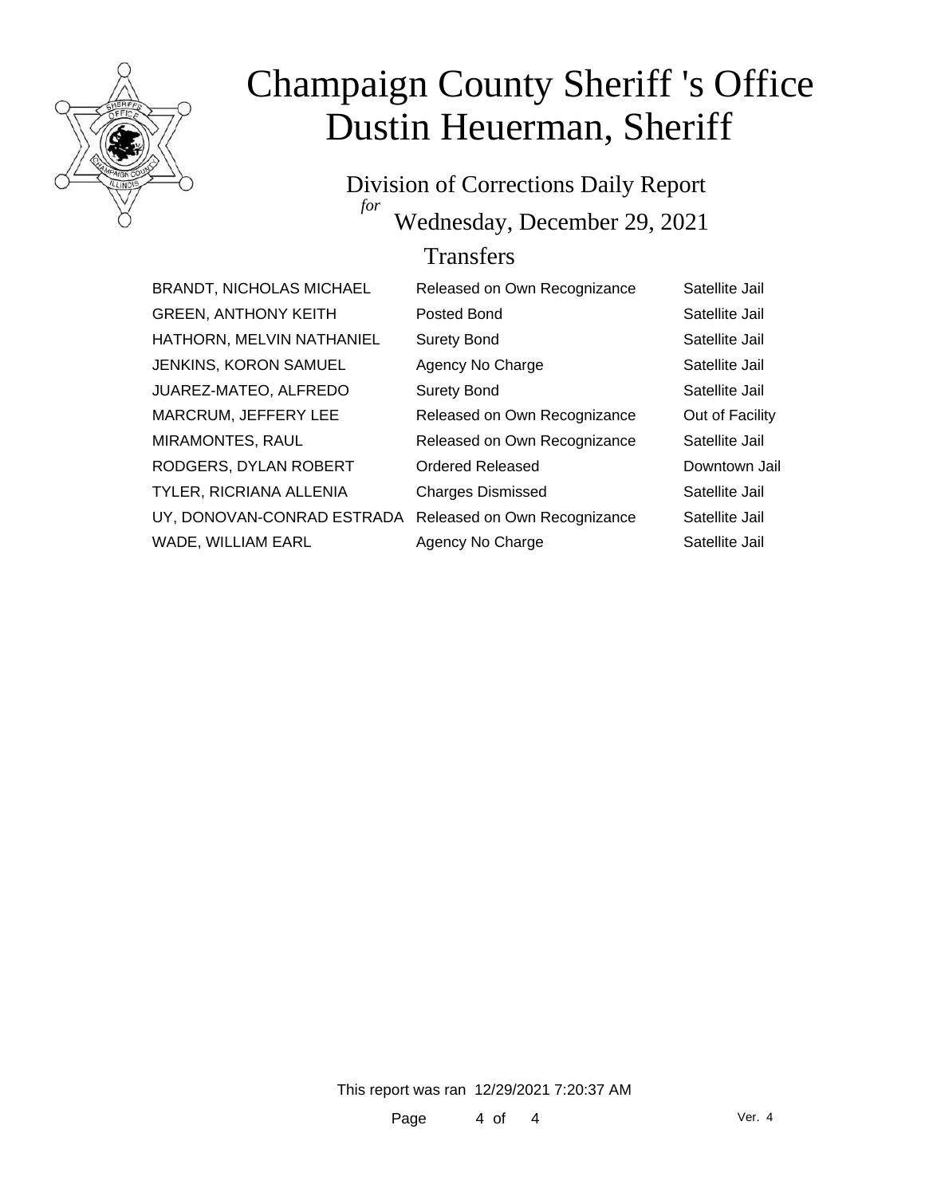# Champaign County Sheriff 's Office
# Dustin Heuerman, Sheriff

## Division of Corrections Daily Report

*for* Wednesday, December 29, 2021

### Transfers

| | | |
|---|---|---|
| BRANDT, NICHOLAS MICHAEL | Released on Own Recognizance | Satellite Jail |
| GREEN, ANTHONY KEITH | Posted Bond | Satellite Jail |
| HATHORN, MELVIN NATHANIEL | Surety Bond | Satellite Jail |
| JENKINS, KORON SAMUEL | Agency No Charge | Satellite Jail |
| JUAREZ-MATEO, ALFREDO | Surety Bond | Satellite Jail |
| MARCRUM, JEFFERY LEE | Released on Own Recognizance | Out of Facility |
| MIRAMONTES, RAUL | Released on Own Recognizance | Satellite Jail |
| RODGERS, DYLAN ROBERT | Ordered Released | Downtown Jail |
| TYLER, RICRIANA ALLENIA | Charges Dismissed | Satellite Jail |
| UY, DONOVAN-CONRAD ESTRADA | Released on Own Recognizance | Satellite Jail |
| WADE, WILLIAM EARL | Agency No Charge | Satellite Jail |

This report was ran 12/29/2021 7:20:37 AM

Ver. 4